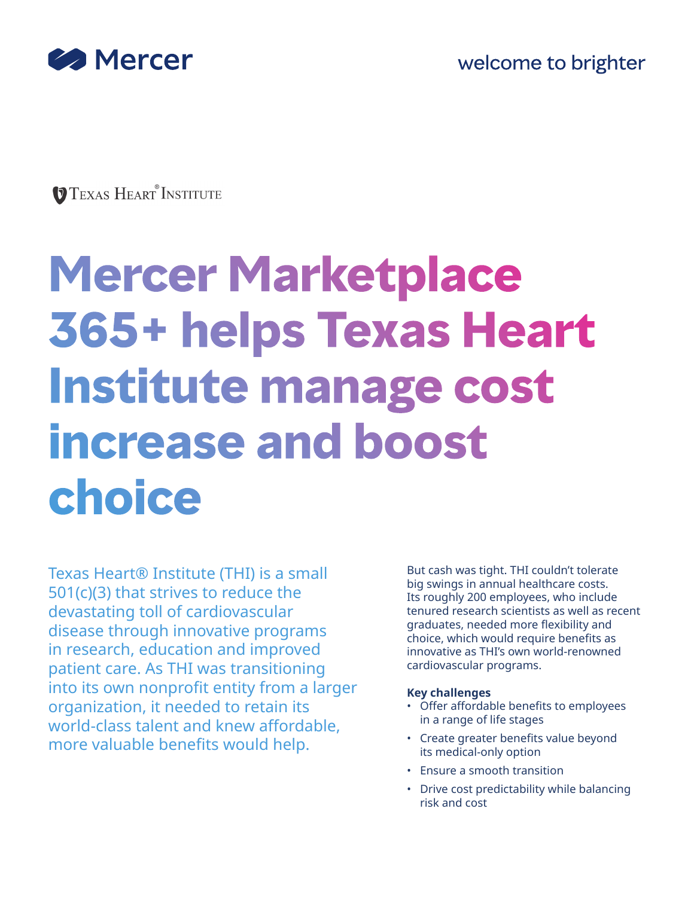Mercer

welcome to brighter

Texas Heart® Institute

# Mercer Marketplace 365+ helps Texas Heart Institute manage cost increase and boost choice

Texas Heart® Institute (THI) is a small 501(c)(3) that strives to reduce the devastating toll of cardiovascular disease through innovative programs in research, education and improved patient care. As THI was transitioning into its own nonprofit entity from a larger organization, it needed to retain its world-class talent and knew affordable, more valuable benefits would help.

But cash was tight. THI couldn't tolerate big swings in annual healthcare costs. Its roughly 200 employees, who include tenured research scientists as well as recent graduates, needed more flexibility and choice, which would require benefits as innovative as THI's own world-renowned cardiovascular programs.

**Key challenges**

- Offer affordable benefits to employees in a range of life stages
- Create greater benefits value beyond its medical-only option
- Ensure a smooth transition
- Drive cost predictability while balancing risk and cost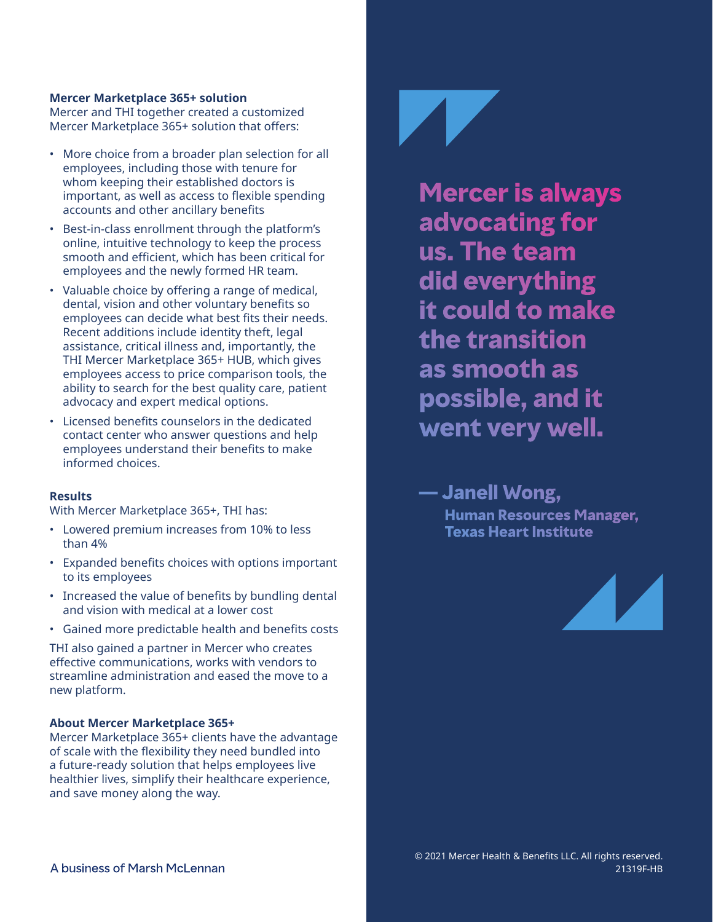**Mercer Marketplace 365+ solution**

Mercer and THI together created a customized Mercer Marketplace 365+ solution that offers:

- More choice from a broader plan selection for all employees, including those with tenure for whom keeping their established doctors is important, as well as access to flexible spending accounts and other ancillary benefits
- Best-in-class enrollment through the platform's online, intuitive technology to keep the process smooth and efficient, which has been critical for employees and the newly formed HR team.
- Valuable choice by offering a range of medical, dental, vision and other voluntary benefits so employees can decide what best fits their needs. Recent additions include identity theft, legal assistance, critical illness and, importantly, the THI Mercer Marketplace 365+ HUB, which gives employees access to price comparison tools, the ability to search for the best quality care, patient advocacy and expert medical options.
- Licensed benefits counselors in the dedicated contact center who answer questions and help employees understand their benefits to make informed choices.

**Results**

With Mercer Marketplace 365+, THI has:

- Lowered premium increases from 10% to less than 4%
- Expanded benefits choices with options important to its employees
- Increased the value of benefits by bundling dental and vision with medical at a lower cost
- Gained more predictable health and benefits costs

THI also gained a partner in Mercer who creates effective communications, works with vendors to streamline administration and eased the move to a new platform.

**About Mercer Marketplace 365+**

Mercer Marketplace 365+ clients have the advantage of scale with the flexibility they need bundled into a future-ready solution that helps employees live healthier lives, simplify their healthcare experience, and save money along the way.

> **Mercer is always advocating for us. The team did everything it could to make the transition as smooth as possible, and it went very well.**
>
> **— Janell Wong,**
> **Human Resources Manager, Texas Heart Institute**

A business of Marsh McLennan

© 2021 Mercer Health & Benefits LLC. All rights reserved.
21319F-HB